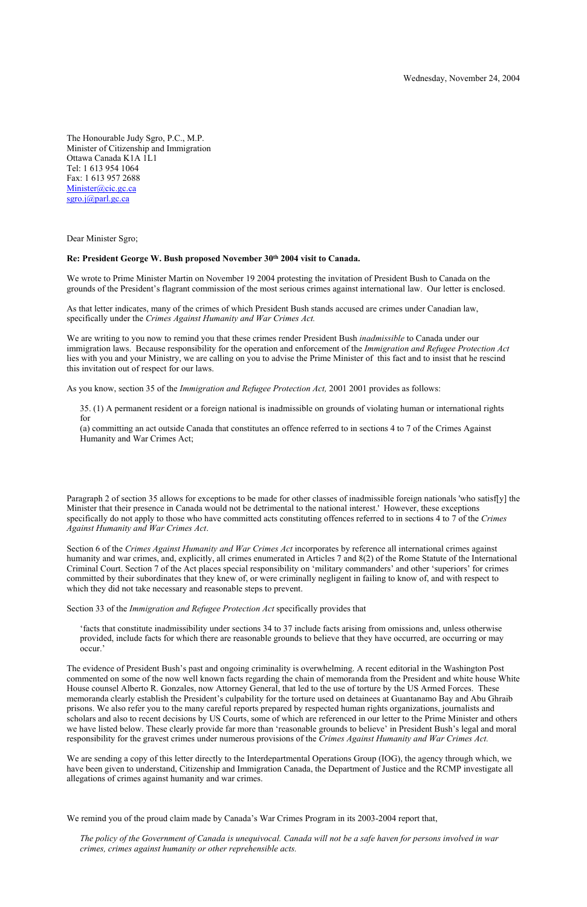Wednesday, November 24, 2004

The Honourable Judy Sgro, P.C., M.P.
Minister of Citizenship and Immigration
Ottawa Canada K1A 1L1
Tel: 1 613 954 1064
Fax: 1 613 957 2688
Minister@cic.gc.ca
sgro.j@parl.gc.ca

Dear Minister Sgro;

**Re: President George W. Bush proposed November 30th 2004 visit to Canada.**

We wrote to Prime Minister Martin on November 19 2004 protesting the invitation of President Bush to Canada on the grounds of the President's flagrant commission of the most serious crimes against international law. Our letter is enclosed.

As that letter indicates, many of the crimes of which President Bush stands accused are crimes under Canadian law, specifically under the *Crimes Against Humanity and War Crimes Act.*

We are writing to you now to remind you that these crimes render President Bush *inadmissible* to Canada under our immigration laws. Because responsibility for the operation and enforcement of the *Immigration and Refugee Protection Act* lies with you and your Ministry, we are calling on you to advise the Prime Minister of this fact and to insist that he rescind this invitation out of respect for our laws.

As you know, section 35 of the *Immigration and Refugee Protection Act,* 2001 2001 provides as follows:

> 35. (1) A permanent resident or a foreign national is inadmissible on grounds of violating human or international rights for
> (a) committing an act outside Canada that constitutes an offence referred to in sections 4 to 7 of the Crimes Against Humanity and War Crimes Act;

Paragraph 2 of section 35 allows for exceptions to be made for other classes of inadmissible foreign nationals 'who satisf[y] the Minister that their presence in Canada would not be detrimental to the national interest.' However, these exceptions specifically do not apply to those who have committed acts constituting offences referred to in sections 4 to 7 of the *Crimes Against Humanity and War Crimes Act*.

Section 6 of the *Crimes Against Humanity and War Crimes Act* incorporates by reference all international crimes against humanity and war crimes, and, explicitly, all crimes enumerated in Articles 7 and 8(2) of the Rome Statute of the International Criminal Court. Section 7 of the Act places special responsibility on 'military commanders' and other 'superiors' for crimes committed by their subordinates that they knew of, or were criminally negligent in failing to know of, and with respect to which they did not take necessary and reasonable steps to prevent.

Section 33 of the *Immigration and Refugee Protection Act* specifically provides that

> 'facts that constitute inadmissibility under sections 34 to 37 include facts arising from omissions and, unless otherwise provided, include facts for which there are reasonable grounds to believe that they have occurred, are occurring or may occur.'

The evidence of President Bush's past and ongoing criminality is overwhelming. A recent editorial in the Washington Post commented on some of the now well known facts regarding the chain of memoranda from the President and white house White House counsel Alberto R. Gonzales, now Attorney General, that led to the use of torture by the US Armed Forces. These memoranda clearly establish the President's culpability for the torture used on detainees at Guantanamo Bay and Abu Ghraib prisons. We also refer you to the many careful reports prepared by respected human rights organizations, journalists and scholars and also to recent decisions by US Courts, some of which are referenced in our letter to the Prime Minister and others we have listed below. These clearly provide far more than 'reasonable grounds to believe' in President Bush's legal and moral responsibility for the gravest crimes under numerous provisions of the *Crimes Against Humanity and War Crimes Act.*

We are sending a copy of this letter directly to the Interdepartmental Operations Group (IOG), the agency through which, we have been given to understand, Citizenship and Immigration Canada, the Department of Justice and the RCMP investigate all allegations of crimes against humanity and war crimes.

We remind you of the proud claim made by Canada's War Crimes Program in its 2003-2004 report that,

> *The policy of the Government of Canada is unequivocal. Canada will not be a safe haven for persons involved in war crimes, crimes against humanity or other reprehensible acts.*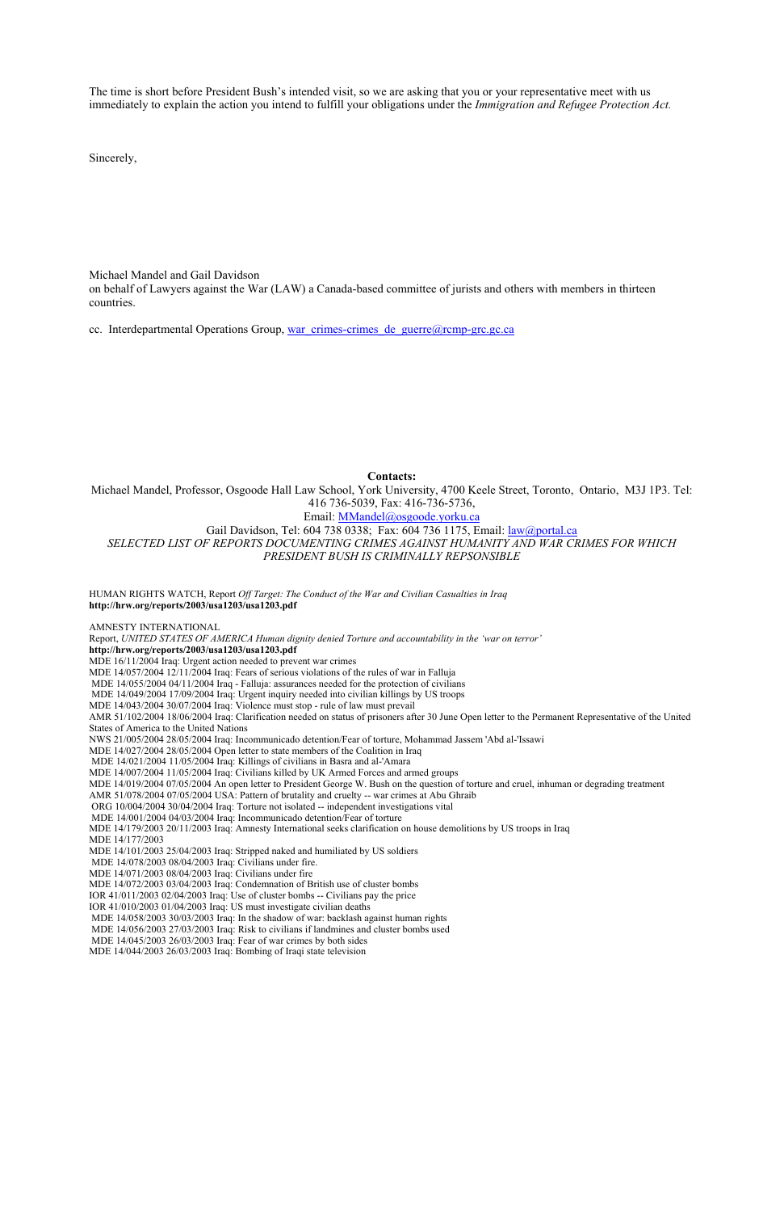The time is short before President Bush's intended visit, so we are asking that you or your representative meet with us immediately to explain the action you intend to fulfill your obligations under the *Immigration and Refugee Protection Act.*

Sincerely,

Michael Mandel and Gail Davidson
on behalf of Lawyers against the War (LAW) a Canada-based committee of jurists and others with members in thirteen countries.

cc. Interdepartmental Operations Group, war_crimes-crimes_de_guerre@rcmp-grc.gc.ca

**Contacts:**

Michael Mandel, Professor, Osgoode Hall Law School, York University, 4700 Keele Street, Toronto, Ontario, M3J 1P3. Tel: 416 736-5039, Fax: 416-736-5736,
Email: MMandel@osgoode.yorku.ca

Gail Davidson, Tel: 604 738 0338; Fax: 604 736 1175, Email: law@portal.ca

*SELECTED LIST OF REPORTS DOCUMENTING CRIMES AGAINST HUMANITY AND WAR CRIMES FOR WHICH PRESIDENT BUSH IS CRIMINALLY REPSONSIBLE*

HUMAN RIGHTS WATCH, Report *Off Target: The Conduct of the War and Civilian Casualties in Iraq*
**http://hrw.org/reports/2003/usa1203/usa1203.pdf**

AMNESTY INTERNATIONAL
Report, *UNITED STATES OF AMERICA Human dignity denied Torture and accountability in the 'war on terror'*
**http://hrw.org/reports/2003/usa1203/usa1203.pdf**

MDE 16/11/2004 Iraq: Urgent action needed to prevent war crimes
MDE 14/057/2004 12/11/2004 Iraq: Fears of serious violations of the rules of war in Falluja
MDE 14/055/2004 04/11/2004 Iraq - Falluja: assurances needed for the protection of civilians
MDE 14/049/2004 17/09/2004 Iraq: Urgent inquiry needed into civilian killings by US troops
MDE 14/043/2004 30/07/2004 Iraq: Violence must stop - rule of law must prevail
AMR 51/102/2004 18/06/2004 Iraq: Clarification needed on status of prisoners after 30 June Open letter to the Permanent Representative of the United States of America to the United Nations
NWS 21/005/2004 28/05/2004 Iraq: Incommunicado detention/Fear of torture, Mohammad Jassem 'Abd al-'Issawi
MDE 14/027/2004 28/05/2004 Open letter to state members of the Coalition in Iraq
MDE 14/021/2004 11/05/2004 Iraq: Killings of civilians in Basra and al-'Amara
MDE 14/007/2004 11/05/2004 Iraq: Civilians killed by UK Armed Forces and armed groups
MDE 14/019/2004 07/05/2004 An open letter to President George W. Bush on the question of torture and cruel, inhuman or degrading treatment
AMR 51/078/2004 07/05/2004 USA: Pattern of brutality and cruelty -- war crimes at Abu Ghraib
ORG 10/004/2004 30/04/2004 Iraq: Torture not isolated -- independent investigations vital
MDE 14/001/2004 04/03/2004 Iraq: Incommunicado detention/Fear of torture
MDE 14/179/2003 20/11/2003 Iraq: Amnesty International seeks clarification on house demolitions by US troops in Iraq
MDE 14/177/2003
MDE 14/101/2003 25/04/2003 Iraq: Stripped naked and humiliated by US soldiers
MDE 14/078/2003 08/04/2003 Iraq: Civilians under fire.
MDE 14/071/2003 08/04/2003 Iraq: Civilians under fire
MDE 14/072/2003 03/04/2003 Iraq: Condemnation of British use of cluster bombs
IOR 41/011/2003 02/04/2003 Iraq: Use of cluster bombs -- Civilians pay the price
IOR 41/010/2003 01/04/2003 Iraq: US must investigate civilian deaths
MDE 14/058/2003 30/03/2003 Iraq: In the shadow of war: backlash against human rights
MDE 14/056/2003 27/03/2003 Iraq: Risk to civilians if landmines and cluster bombs used
MDE 14/045/2003 26/03/2003 Iraq: Fear of war crimes by both sides
MDE 14/044/2003 26/03/2003 Iraq: Bombing of Iraqi state television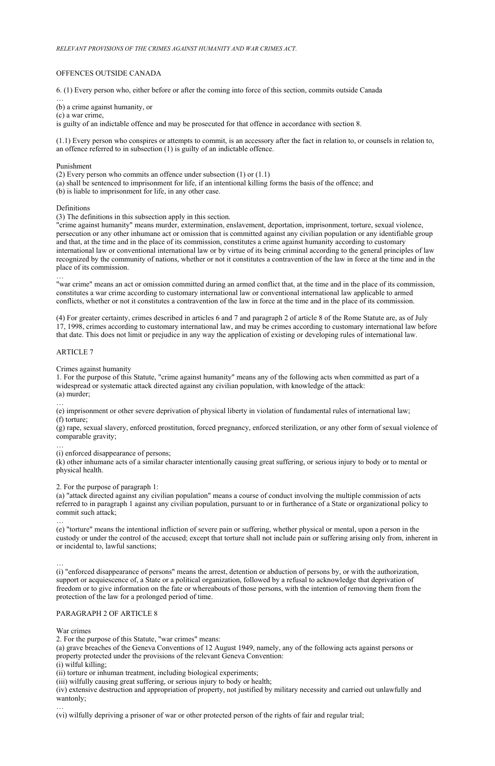*RELEVANT PROVISIONS OF THE CRIMES AGAINST HUMANITY AND WAR CRIMES ACT.*

OFFENCES OUTSIDE CANADA

6. (1) Every person who, either before or after the coming into force of this section, commits outside Canada
…
(b) a crime against humanity, or
(c) a war crime,
is guilty of an indictable offence and may be prosecuted for that offence in accordance with section 8.

(1.1) Every person who conspires or attempts to commit, is an accessory after the fact in relation to, or counsels in relation to, an offence referred to in subsection (1) is guilty of an indictable offence.

Punishment
(2) Every person who commits an offence under subsection (1) or (1.1)
(a) shall be sentenced to imprisonment for life, if an intentional killing forms the basis of the offence; and
(b) is liable to imprisonment for life, in any other case.

Definitions
(3) The definitions in this subsection apply in this section.
"crime against humanity" means murder, extermination, enslavement, deportation, imprisonment, torture, sexual violence, persecution or any other inhumane act or omission that is committed against any civilian population or any identifiable group and that, at the time and in the place of its commission, constitutes a crime against humanity according to customary international law or conventional international law or by virtue of its being criminal according to the general principles of law recognized by the community of nations, whether or not it constitutes a contravention of the law in force at the time and in the place of its commission.
…
"war crime" means an act or omission committed during an armed conflict that, at the time and in the place of its commission, constitutes a war crime according to customary international law or conventional international law applicable to armed conflicts, whether or not it constitutes a contravention of the law in force at the time and in the place of its commission.

(4) For greater certainty, crimes described in articles 6 and 7 and paragraph 2 of article 8 of the Rome Statute are, as of July 17, 1998, crimes according to customary international law, and may be crimes according to customary international law before that date. This does not limit or prejudice in any way the application of existing or developing rules of international law.

ARTICLE 7

Crimes against humanity
1. For the purpose of this Statute, "crime against humanity" means any of the following acts when committed as part of a widespread or systematic attack directed against any civilian population, with knowledge of the attack:
(a) murder;
…
(e) imprisonment or other severe deprivation of physical liberty in violation of fundamental rules of international law;
(f) torture;
(g) rape, sexual slavery, enforced prostitution, forced pregnancy, enforced sterilization, or any other form of sexual violence of comparable gravity;
…
(i) enforced disappearance of persons;
(k) other inhumane acts of a similar character intentionally causing great suffering, or serious injury to body or to mental or physical health.

2. For the purpose of paragraph 1:
(a) "attack directed against any civilian population" means a course of conduct involving the multiple commission of acts referred to in paragraph 1 against any civilian population, pursuant to or in furtherance of a State or organizational policy to commit such attack;
…
(e) "torture" means the intentional infliction of severe pain or suffering, whether physical or mental, upon a person in the custody or under the control of the accused; except that torture shall not include pain or suffering arising only from, inherent in or incidental to, lawful sanctions;

…
(i) "enforced disappearance of persons" means the arrest, detention or abduction of persons by, or with the authorization, support or acquiescence of, a State or a political organization, followed by a refusal to acknowledge that deprivation of freedom or to give information on the fate or whereabouts of those persons, with the intention of removing them from the protection of the law for a prolonged period of time.

PARAGRAPH 2 OF ARTICLE 8

War crimes
2. For the purpose of this Statute, "war crimes" means:
(a) grave breaches of the Geneva Conventions of 12 August 1949, namely, any of the following acts against persons or property protected under the provisions of the relevant Geneva Convention:
(i) wilful killing;
(ii) torture or inhuman treatment, including biological experiments;
(iii) wilfully causing great suffering, or serious injury to body or health;
(iv) extensive destruction and appropriation of property, not justified by military necessity and carried out unlawfully and wantonly;
…
(vi) wilfully depriving a prisoner of war or other protected person of the rights of fair and regular trial;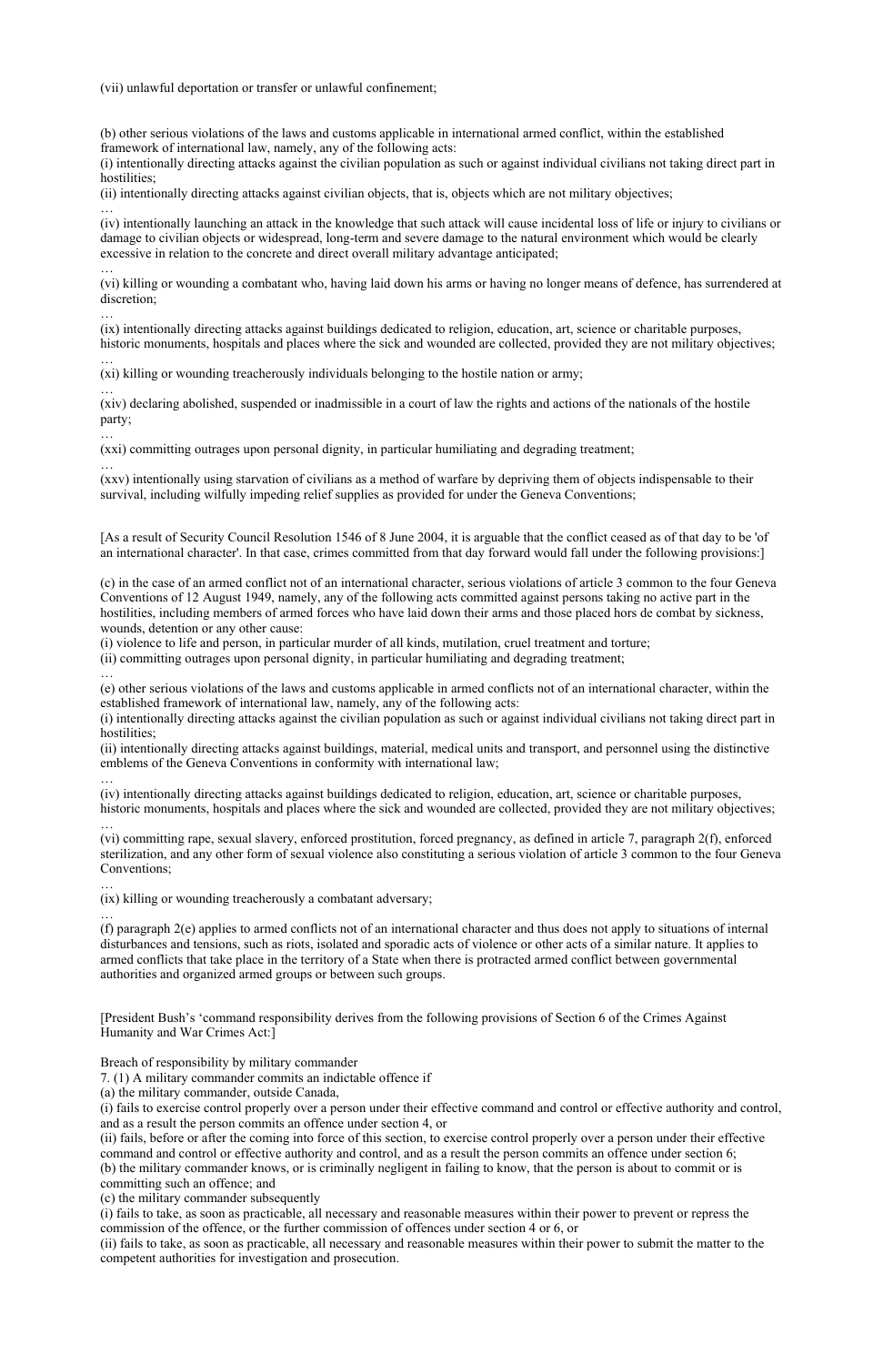(vii) unlawful deportation or transfer or unlawful confinement;

(b) other serious violations of the laws and customs applicable in international armed conflict, within the established framework of international law, namely, any of the following acts:
(i) intentionally directing attacks against the civilian population as such or against individual civilians not taking direct part in hostilities;
(ii) intentionally directing attacks against civilian objects, that is, objects which are not military objectives;
…
(iv) intentionally launching an attack in the knowledge that such attack will cause incidental loss of life or injury to civilians or damage to civilian objects or widespread, long-term and severe damage to the natural environment which would be clearly excessive in relation to the concrete and direct overall military advantage anticipated;
…
(vi) killing or wounding a combatant who, having laid down his arms or having no longer means of defence, has surrendered at discretion;
…
(ix) intentionally directing attacks against buildings dedicated to religion, education, art, science or charitable purposes, historic monuments, hospitals and places where the sick and wounded are collected, provided they are not military objectives;
…
(xi) killing or wounding treacherously individuals belonging to the hostile nation or army;
…
(xiv) declaring abolished, suspended or inadmissible in a court of law the rights and actions of the nationals of the hostile party;
…
(xxi) committing outrages upon personal dignity, in particular humiliating and degrading treatment;
…
(xxv) intentionally using starvation of civilians as a method of warfare by depriving them of objects indispensable to their survival, including wilfully impeding relief supplies as provided for under the Geneva Conventions;

[As a result of Security Council Resolution 1546 of 8 June 2004, it is arguable that the conflict ceased as of that day to be 'of an international character'. In that case, crimes committed from that day forward would fall under the following provisions:]

(c) in the case of an armed conflict not of an international character, serious violations of article 3 common to the four Geneva Conventions of 12 August 1949, namely, any of the following acts committed against persons taking no active part in the hostilities, including members of armed forces who have laid down their arms and those placed hors de combat by sickness, wounds, detention or any other cause:
(i) violence to life and person, in particular murder of all kinds, mutilation, cruel treatment and torture;
(ii) committing outrages upon personal dignity, in particular humiliating and degrading treatment;
…
(e) other serious violations of the laws and customs applicable in armed conflicts not of an international character, within the established framework of international law, namely, any of the following acts:
(i) intentionally directing attacks against the civilian population as such or against individual civilians not taking direct part in hostilities;
(ii) intentionally directing attacks against buildings, material, medical units and transport, and personnel using the distinctive emblems of the Geneva Conventions in conformity with international law;
…
(iv) intentionally directing attacks against buildings dedicated to religion, education, art, science or charitable purposes, historic monuments, hospitals and places where the sick and wounded are collected, provided they are not military objectives;
…
(vi) committing rape, sexual slavery, enforced prostitution, forced pregnancy, as defined in article 7, paragraph 2(f), enforced sterilization, and any other form of sexual violence also constituting a serious violation of article 3 common to the four Geneva Conventions;
…
(ix) killing or wounding treacherously a combatant adversary;
…
(f) paragraph 2(e) applies to armed conflicts not of an international character and thus does not apply to situations of internal disturbances and tensions, such as riots, isolated and sporadic acts of violence or other acts of a similar nature. It applies to armed conflicts that take place in the territory of a State when there is protracted armed conflict between governmental authorities and organized armed groups or between such groups.

[President Bush's 'command responsibility derives from the following provisions of Section 6 of the Crimes Against Humanity and War Crimes Act:]

Breach of responsibility by military commander
7. (1) A military commander commits an indictable offence if
(a) the military commander, outside Canada,
(i) fails to exercise control properly over a person under their effective command and control or effective authority and control, and as a result the person commits an offence under section 4, or
(ii) fails, before or after the coming into force of this section, to exercise control properly over a person under their effective command and control or effective authority and control, and as a result the person commits an offence under section 6;
(b) the military commander knows, or is criminally negligent in failing to know, that the person is about to commit or is committing such an offence; and
(c) the military commander subsequently
(i) fails to take, as soon as practicable, all necessary and reasonable measures within their power to prevent or repress the commission of the offence, or the further commission of offences under section 4 or 6, or
(ii) fails to take, as soon as practicable, all necessary and reasonable measures within their power to submit the matter to the competent authorities for investigation and prosecution.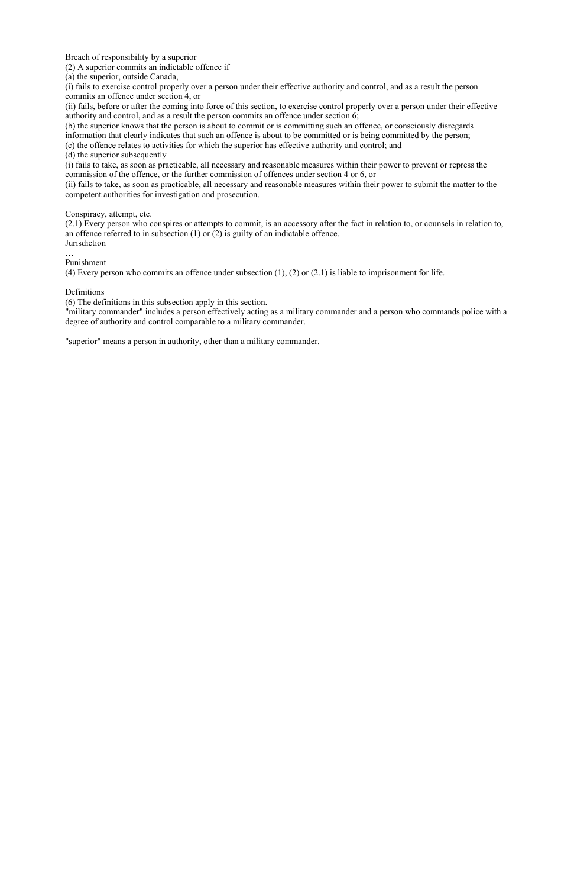Breach of responsibility by a superior

(2) A superior commits an indictable offence if

(a) the superior, outside Canada,

(i) fails to exercise control properly over a person under their effective authority and control, and as a result the person commits an offence under section 4, or

(ii) fails, before or after the coming into force of this section, to exercise control properly over a person under their effective authority and control, and as a result the person commits an offence under section 6;

(b) the superior knows that the person is about to commit or is committing such an offence, or consciously disregards information that clearly indicates that such an offence is about to be committed or is being committed by the person;

(c) the offence relates to activities for which the superior has effective authority and control; and

(d) the superior subsequently

(i) fails to take, as soon as practicable, all necessary and reasonable measures within their power to prevent or repress the commission of the offence, or the further commission of offences under section 4 or 6, or

(ii) fails to take, as soon as practicable, all necessary and reasonable measures within their power to submit the matter to the competent authorities for investigation and prosecution.

Conspiracy, attempt, etc.

(2.1) Every person who conspires or attempts to commit, is an accessory after the fact in relation to, or counsels in relation to, an offence referred to in subsection (1) or (2) is guilty of an indictable offence.

Jurisdiction

…

Punishment

(4) Every person who commits an offence under subsection (1), (2) or (2.1) is liable to imprisonment for life.

Definitions

(6) The definitions in this subsection apply in this section.

"military commander" includes a person effectively acting as a military commander and a person who commands police with a degree of authority and control comparable to a military commander.

"superior" means a person in authority, other than a military commander.